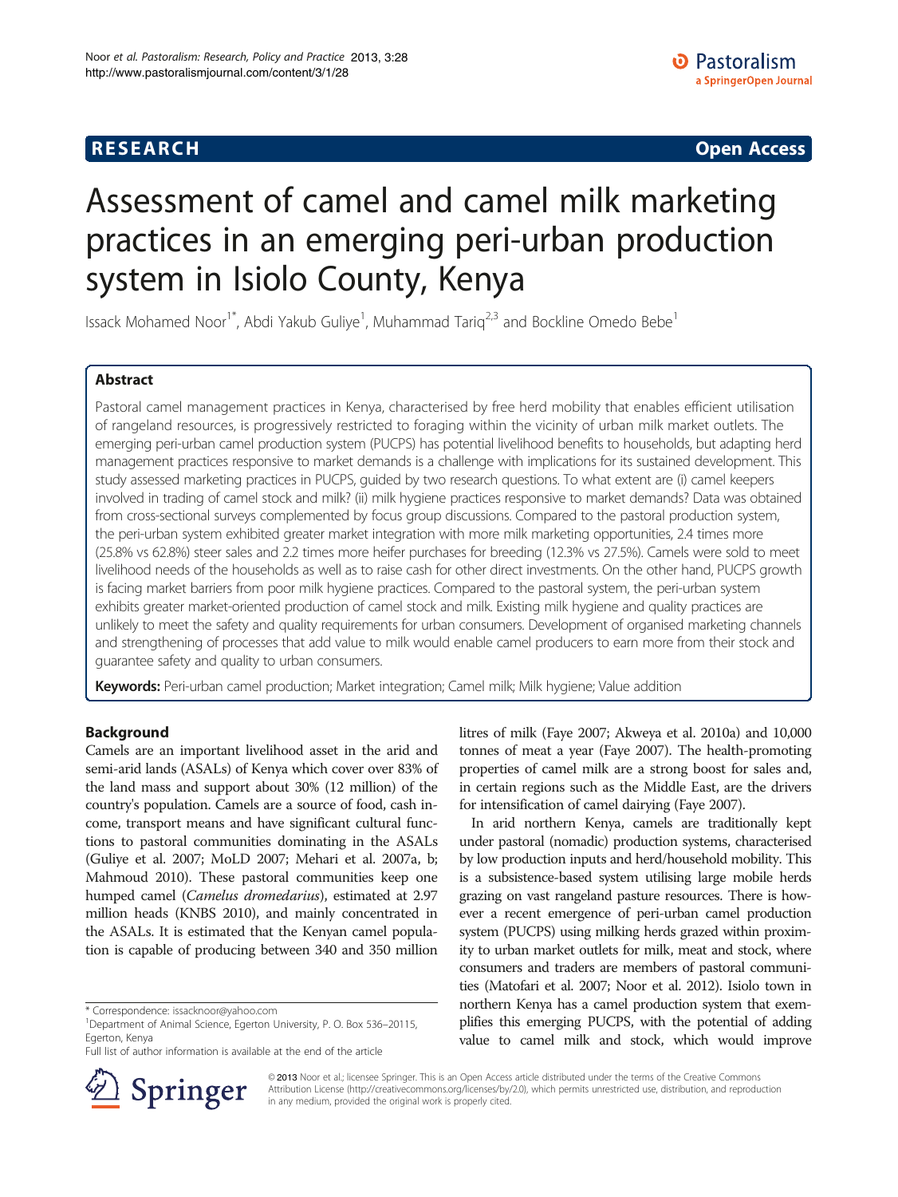**RESEARCH** **Open Access**

# Assessment of camel and camel milk marketing practices in an emerging peri-urban production system in Isiolo County, Kenya

Issack Mohamed Noor[1*], Abdi Yakub Guliye[1], Muhammad Tariq[2,3] and Bockline Omedo Bebe[1]

## Abstract

Pastoral camel management practices in Kenya, characterised by free herd mobility that enables efficient utilisation of rangeland resources, is progressively restricted to foraging within the vicinity of urban milk market outlets. The emerging peri-urban camel production system (PUCPS) has potential livelihood benefits to households, but adapting herd management practices responsive to market demands is a challenge with implications for its sustained development. This study assessed marketing practices in PUCPS, guided by two research questions. To what extent are (i) camel keepers involved in trading of camel stock and milk? (ii) milk hygiene practices responsive to market demands? Data was obtained from cross-sectional surveys complemented by focus group discussions. Compared to the pastoral production system, the peri-urban system exhibited greater market integration with more milk marketing opportunities, 2.4 times more (25.8% vs 62.8%) steer sales and 2.2 times more heifer purchases for breeding (12.3% vs 27.5%). Camels were sold to meet livelihood needs of the households as well as to raise cash for other direct investments. On the other hand, PUCPS growth is facing market barriers from poor milk hygiene practices. Compared to the pastoral system, the peri-urban system exhibits greater market-oriented production of camel stock and milk. Existing milk hygiene and quality practices are unlikely to meet the safety and quality requirements for urban consumers. Development of organised marketing channels and strengthening of processes that add value to milk would enable camel producers to earn more from their stock and guarantee safety and quality to urban consumers.

**Keywords:** Peri-urban camel production; Market integration; Camel milk; Milk hygiene; Value addition

## Background

Camels are an important livelihood asset in the arid and semi-arid lands (ASALs) of Kenya which cover over 83% of the land mass and support about 30% (12 million) of the country's population. Camels are a source of food, cash income, transport means and have significant cultural functions to pastoral communities dominating in the ASALs (Guliye et al. 2007; MoLD 2007; Mehari et al. 2007a, b; Mahmoud 2010). These pastoral communities keep one humped camel (*Camelus dromedarius*), estimated at 2.97 million heads (KNBS 2010), and mainly concentrated in the ASALs. It is estimated that the Kenyan camel population is capable of producing between 340 and 350 million litres of milk (Faye 2007; Akweya et al. 2010a) and 10,000 tonnes of meat a year (Faye 2007). The health-promoting properties of camel milk are a strong boost for sales and, in certain regions such as the Middle East, are the drivers for intensification of camel dairying (Faye 2007).

In arid northern Kenya, camels are traditionally kept under pastoral (nomadic) production systems, characterised by low production inputs and herd/household mobility. This is a subsistence-based system utilising large mobile herds grazing on vast rangeland pasture resources. There is however a recent emergence of peri-urban camel production system (PUCPS) using milking herds grazed within proximity to urban market outlets for milk, meat and stock, where consumers and traders are members of pastoral communities (Matofari et al. 2007; Noor et al. 2012). Isiolo town in northern Kenya has a camel production system that exemplifies this emerging PUCPS, with the potential of adding value to camel milk and stock, which would improve

\* Correspondence: issacknoor@yahoo.com
[1]Department of Animal Science, Egerton University, P. O. Box 536–20115, Egerton, Kenya
Full list of author information is available at the end of the article

© 2013 Noor et al.; licensee Springer. This is an Open Access article distributed under the terms of the Creative Commons Attribution License (http://creativecommons.org/licenses/by/2.0), which permits unrestricted use, distribution, and reproduction in any medium, provided the original work is properly cited.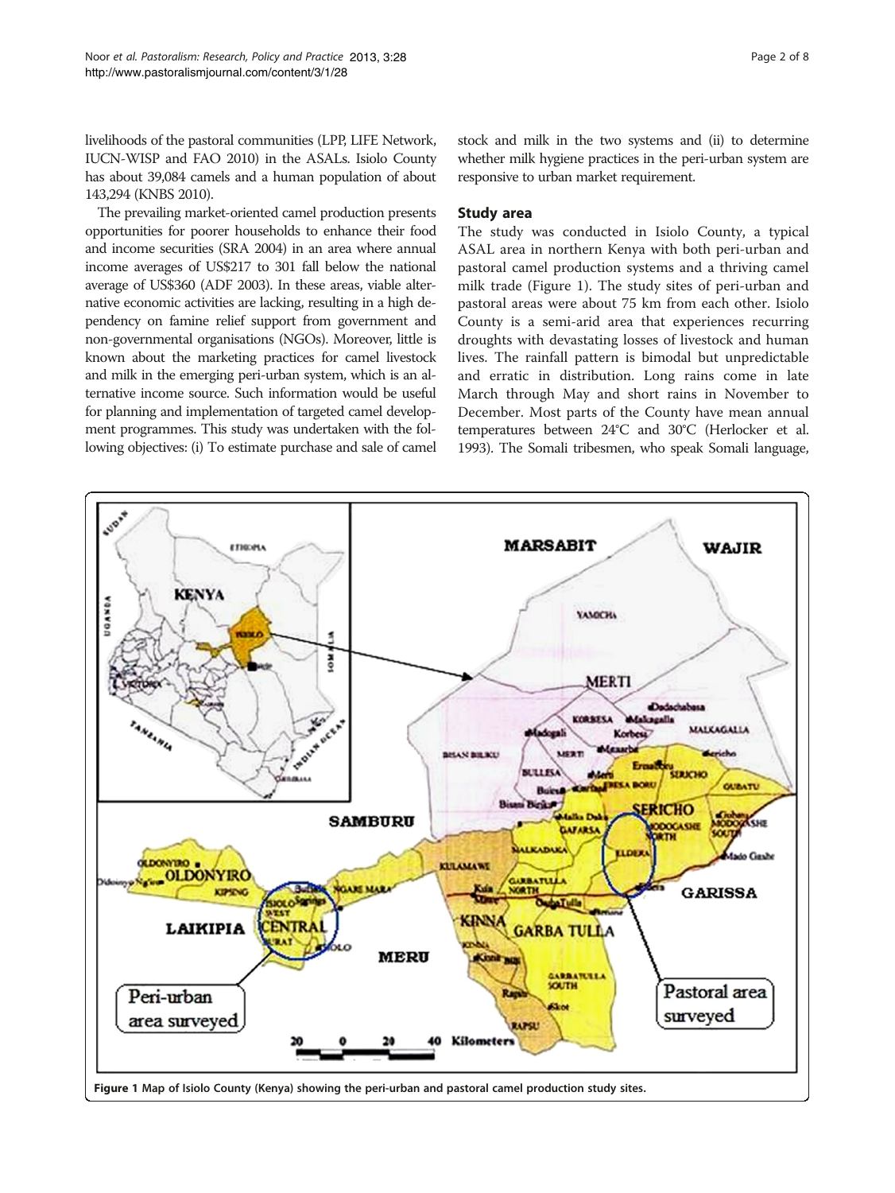livelihoods of the pastoral communities (LPP, LIFE Network, IUCN-WISP and FAO 2010) in the ASALs. Isiolo County has about 39,084 camels and a human population of about 143,294 (KNBS 2010).

The prevailing market-oriented camel production presents opportunities for poorer households to enhance their food and income securities (SRA 2004) in an area where annual income averages of US$217 to 301 fall below the national average of US$360 (ADF 2003). In these areas, viable alternative economic activities are lacking, resulting in a high dependency on famine relief support from government and non-governmental organisations (NGOs). Moreover, little is known about the marketing practices for camel livestock and milk in the emerging peri-urban system, which is an alternative income source. Such information would be useful for planning and implementation of targeted camel development programmes. This study was undertaken with the following objectives: (i) To estimate purchase and sale of camel stock and milk in the two systems and (ii) to determine whether milk hygiene practices in the peri-urban system are responsive to urban market requirement.

## Study area

The study was conducted in Isiolo County, a typical ASAL area in northern Kenya with both peri-urban and pastoral camel production systems and a thriving camel milk trade (Figure 1). The study sites of peri-urban and pastoral areas were about 75 km from each other. Isiolo County is a semi-arid area that experiences recurring droughts with devastating losses of livestock and human lives. The rainfall pattern is bimodal but unpredictable and erratic in distribution. Long rains come in late March through May and short rains in November to December. Most parts of the County have mean annual temperatures between 24°C and 30°C (Herlocker et al. 1993). The Somali tribesmen, who speak Somali language,

**Figure 1** Map of Isiolo County (Kenya) showing the peri-urban and pastoral camel production study sites.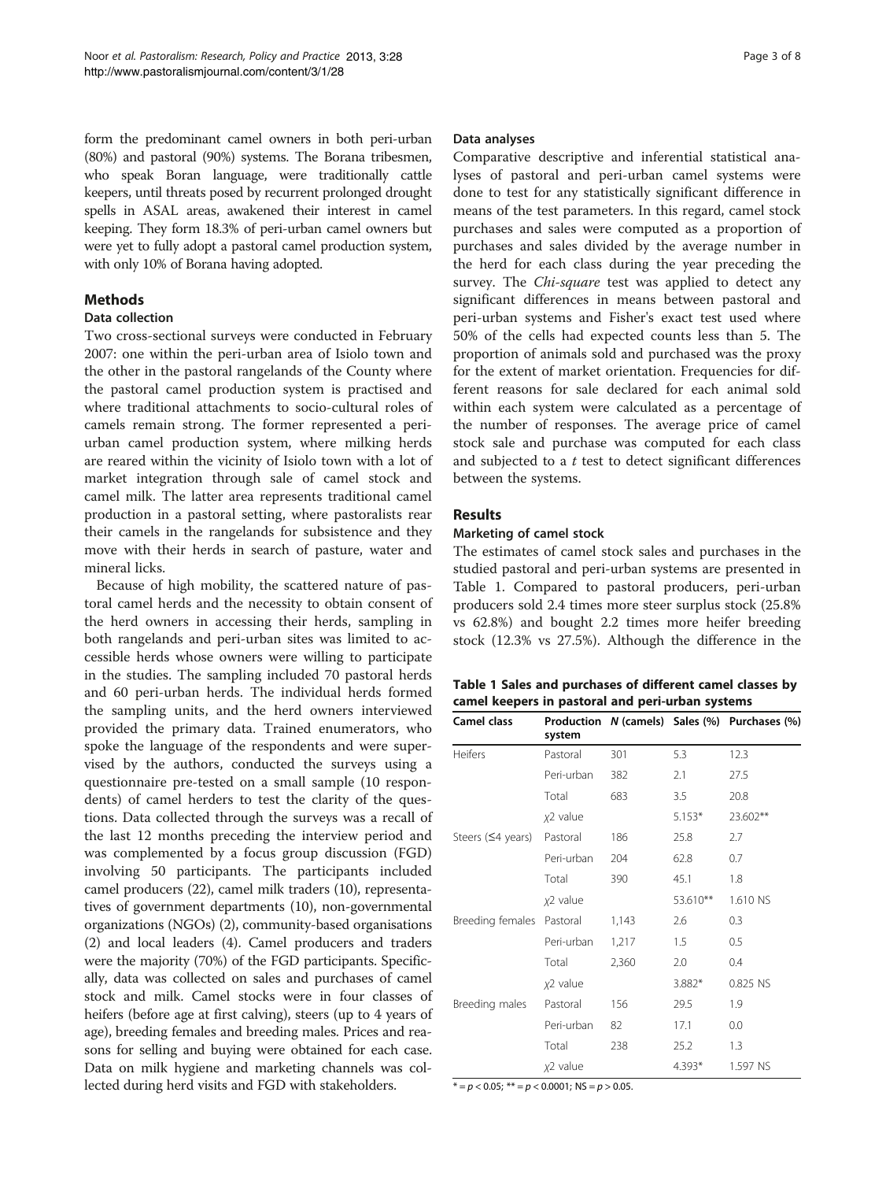form the predominant camel owners in both peri-urban (80%) and pastoral (90%) systems. The Borana tribesmen, who speak Boran language, were traditionally cattle keepers, until threats posed by recurrent prolonged drought spells in ASAL areas, awakened their interest in camel keeping. They form 18.3% of peri-urban camel owners but were yet to fully adopt a pastoral camel production system, with only 10% of Borana having adopted.

## Methods

### Data collection

Two cross-sectional surveys were conducted in February 2007: one within the peri-urban area of Isiolo town and the other in the pastoral rangelands of the County where the pastoral camel production system is practised and where traditional attachments to socio-cultural roles of camels remain strong. The former represented a peri-urban camel production system, where milking herds are reared within the vicinity of Isiolo town with a lot of market integration through sale of camel stock and camel milk. The latter area represents traditional camel production in a pastoral setting, where pastoralists rear their camels in the rangelands for subsistence and they move with their herds in search of pasture, water and mineral licks.

Because of high mobility, the scattered nature of pastoral camel herds and the necessity to obtain consent of the herd owners in accessing their herds, sampling in both rangelands and peri-urban sites was limited to accessible herds whose owners were willing to participate in the studies. The sampling included 70 pastoral herds and 60 peri-urban herds. The individual herds formed the sampling units, and the herd owners interviewed provided the primary data. Trained enumerators, who spoke the language of the respondents and were supervised by the authors, conducted the surveys using a questionnaire pre-tested on a small sample (10 respondents) of camel herders to test the clarity of the questions. Data collected through the surveys was a recall of the last 12 months preceding the interview period and was complemented by a focus group discussion (FGD) involving 50 participants. The participants included camel producers (22), camel milk traders (10), representatives of government departments (10), non-governmental organizations (NGOs) (2), community-based organisations (2) and local leaders (4). Camel producers and traders were the majority (70%) of the FGD participants. Specifically, data was collected on sales and purchases of camel stock and milk. Camel stocks were in four classes of heifers (before age at first calving), steers (up to 4 years of age), breeding females and breeding males. Prices and reasons for selling and buying were obtained for each case. Data on milk hygiene and marketing channels was collected during herd visits and FGD with stakeholders.

### Data analyses

Comparative descriptive and inferential statistical analyses of pastoral and peri-urban camel systems were done to test for any statistically significant difference in means of the test parameters. In this regard, camel stock purchases and sales were computed as a proportion of purchases and sales divided by the average number in the herd for each class during the year preceding the survey. The *Chi-square* test was applied to detect any significant differences in means between pastoral and peri-urban systems and Fisher's exact test used where 50% of the cells had expected counts less than 5. The proportion of animals sold and purchased was the proxy for the extent of market orientation. Frequencies for different reasons for sale declared for each animal sold within each system were calculated as a percentage of the number of responses. The average price of camel stock sale and purchase was computed for each class and subjected to a *t* test to detect significant differences between the systems.

## Results

### Marketing of camel stock

The estimates of camel stock sales and purchases in the studied pastoral and peri-urban systems are presented in Table 1. Compared to pastoral producers, peri-urban producers sold 2.4 times more steer surplus stock (25.8% vs 62.8%) and bought 2.2 times more heifer breeding stock (12.3% vs 27.5%). Although the difference in the

**Table 1 Sales and purchases of different camel classes by camel keepers in pastoral and peri-urban systems**

| Camel class | Production system | *N* (camels) | Sales (%) | Purchases (%) |
|---|---|---|---|---|
| Heifers | Pastoral | 301 | 5.3 | 12.3 |
| | Peri-urban | 382 | 2.1 | 27.5 |
| | Total | 683 | 3.5 | 20.8 |
| | $\chi^2$ value | | 5.153* | 23.602** |
| Steers (≤4 years) | Pastoral | 186 | 25.8 | 2.7 |
| | Peri-urban | 204 | 62.8 | 0.7 |
| | Total | 390 | 45.1 | 1.8 |
| | $\chi^2$ value | | 53.610** | 1.610 NS |
| Breeding females | Pastoral | 1,143 | 2.6 | 0.3 |
| | Peri-urban | 1,217 | 1.5 | 0.5 |
| | Total | 2,360 | 2.0 | 0.4 |
| | $\chi^2$ value | | 3.882* | 0.825 NS |
| Breeding males | Pastoral | 156 | 29.5 | 1.9 |
| | Peri-urban | 82 | 17.1 | 0.0 |
| | Total | 238 | 25.2 | 1.3 |
| | $\chi^2$ value | | 4.393* | 1.597 NS |

* = $p < 0.05$; ** = $p < 0.0001$; NS = $p > 0.05$.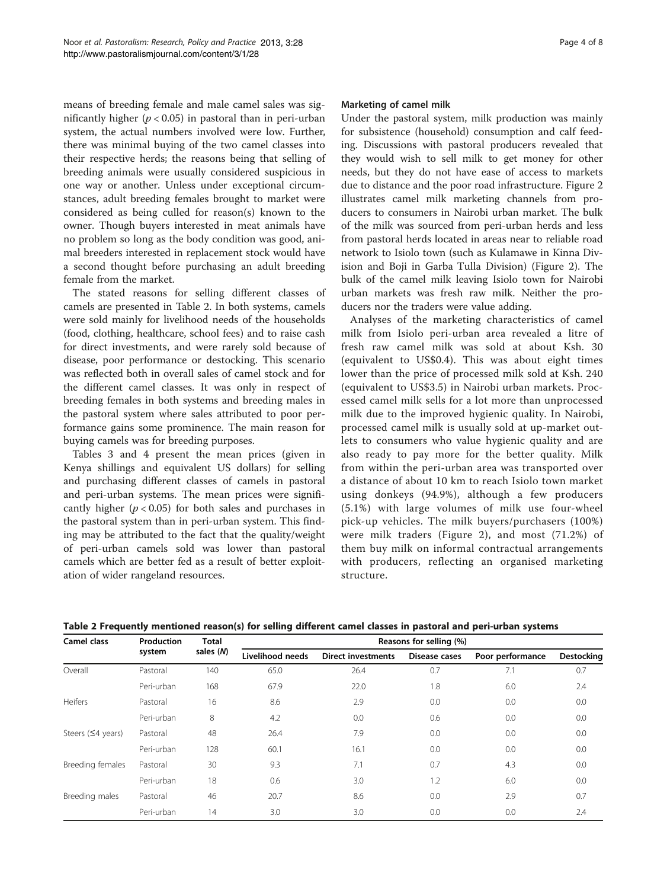means of breeding female and male camel sales was significantly higher ($p < 0.05$) in pastoral than in peri-urban system, the actual numbers involved were low. Further, there was minimal buying of the two camel classes into their respective herds; the reasons being that selling of breeding animals were usually considered suspicious in one way or another. Unless under exceptional circumstances, adult breeding females brought to market were considered as being culled for reason(s) known to the owner. Though buyers interested in meat animals have no problem so long as the body condition was good, animal breeders interested in replacement stock would have a second thought before purchasing an adult breeding female from the market.

The stated reasons for selling different classes of camels are presented in Table 2. In both systems, camels were sold mainly for livelihood needs of the households (food, clothing, healthcare, school fees) and to raise cash for direct investments, and were rarely sold because of disease, poor performance or destocking. This scenario was reflected both in overall sales of camel stock and for the different camel classes. It was only in respect of breeding females in both systems and breeding males in the pastoral system where sales attributed to poor performance gains some prominence. The main reason for buying camels was for breeding purposes.

Tables 3 and 4 present the mean prices (given in Kenya shillings and equivalent US dollars) for selling and purchasing different classes of camels in pastoral and peri-urban systems. The mean prices were significantly higher ($p < 0.05$) for both sales and purchases in the pastoral system than in peri-urban system. This finding may be attributed to the fact that the quality/weight of peri-urban camels sold was lower than pastoral camels which are better fed as a result of better exploitation of wider rangeland resources.

### Marketing of camel milk

Under the pastoral system, milk production was mainly for subsistence (household) consumption and calf feeding. Discussions with pastoral producers revealed that they would wish to sell milk to get money for other needs, but they do not have ease of access to markets due to distance and the poor road infrastructure. Figure 2 illustrates camel milk marketing channels from producers to consumers in Nairobi urban market. The bulk of the milk was sourced from peri-urban herds and less from pastoral herds located in areas near to reliable road network to Isiolo town (such as Kulamawe in Kinna Division and Boji in Garba Tulla Division) (Figure 2). The bulk of the camel milk leaving Isiolo town for Nairobi urban markets was fresh raw milk. Neither the producers nor the traders were value adding.

Analyses of the marketing characteristics of camel milk from Isiolo peri-urban area revealed a litre of fresh raw camel milk was sold at about Ksh. 30 (equivalent to US$0.4). This was about eight times lower than the price of processed milk sold at Ksh. 240 (equivalent to US$3.5) in Nairobi urban markets. Processed camel milk sells for a lot more than unprocessed milk due to the improved hygienic quality. In Nairobi, processed camel milk is usually sold at up-market outlets to consumers who value hygienic quality and are also ready to pay more for the better quality. Milk from within the peri-urban area was transported over a distance of about 10 km to reach Isiolo town market using donkeys (94.9%), although a few producers (5.1%) with large volumes of milk use four-wheel pick-up vehicles. The milk buyers/purchasers (100%) were milk traders (Figure 2), and most (71.2%) of them buy milk on informal contractual arrangements with producers, reflecting an organised marketing structure.

**Table 2 Frequently mentioned reason(s) for selling different camel classes in pastoral and peri-urban systems**

| Camel class | Production system | Total sales (*N*) | Reasons for selling (%) | | | | |
|---|---|---|---|---|---|---|---|
| | | | Livelihood needs | Direct investments | Disease cases | Poor performance | Destocking |
| Overall | Pastoral | 140 | 65.0 | 26.4 | 0.7 | 7.1 | 0.7 |
| | Peri-urban | 168 | 67.9 | 22.0 | 1.8 | 6.0 | 2.4 |
| Heifers | Pastoral | 16 | 8.6 | 2.9 | 0.0 | 0.0 | 0.0 |
| | Peri-urban | 8 | 4.2 | 0.0 | 0.6 | 0.0 | 0.0 |
| Steers (≤4 years) | Pastoral | 48 | 26.4 | 7.9 | 0.0 | 0.0 | 0.0 |
| | Peri-urban | 128 | 60.1 | 16.1 | 0.0 | 0.0 | 0.0 |
| Breeding females | Pastoral | 30 | 9.3 | 7.1 | 0.7 | 4.3 | 0.0 |
| | Peri-urban | 18 | 0.6 | 3.0 | 1.2 | 6.0 | 0.0 |
| Breeding males | Pastoral | 46 | 20.7 | 8.6 | 0.0 | 2.9 | 0.7 |
| | Peri-urban | 14 | 3.0 | 3.0 | 0.0 | 0.0 | 2.4 |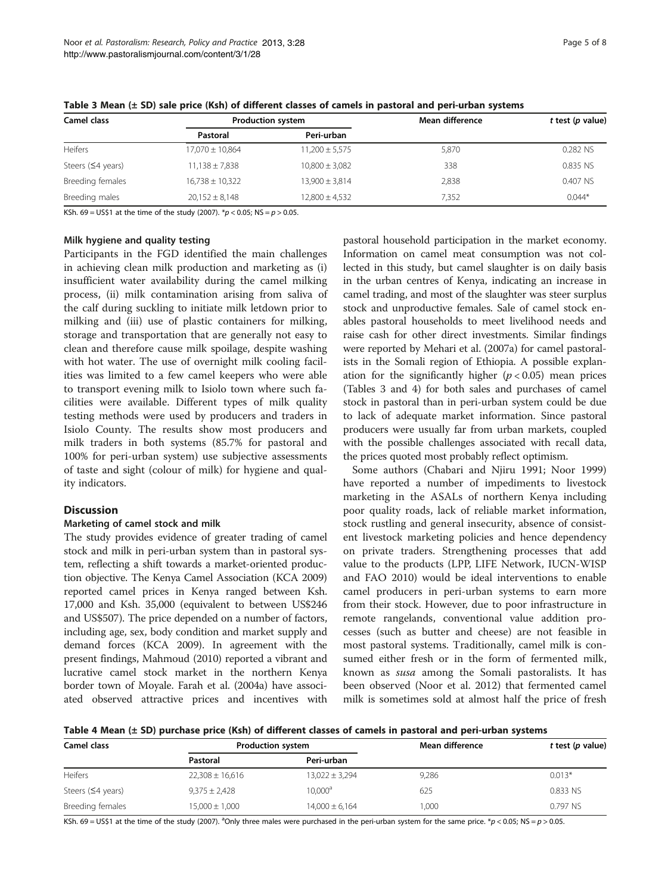**Table 3 Mean (± SD) sale price (Ksh) of different classes of camels in pastoral and peri-urban systems**

| Camel class | Production system | | Mean difference | *t* test (*p* value) |
|---|---|---|---|---|
| | Pastoral | Peri-urban | | |
| Heifers | 17,070 ± 10,864 | 11,200 ± 5,575 | 5,870 | 0.282 NS |
| Steers (≤4 years) | 11,138 ± 7,838 | 10,800 ± 3,082 | 338 | 0.835 NS |
| Breeding females | 16,738 ± 10,322 | 13,900 ± 3,814 | 2,838 | 0.407 NS |
| Breeding males | 20,152 ± 8,148 | 12,800 ± 4,532 | 7,352 | 0.044* |

KSh. 69 = US$1 at the time of the study (2007). *$p < 0.05$; NS = $p > 0.05$.

#### Milk hygiene and quality testing

Participants in the FGD identified the main challenges in achieving clean milk production and marketing as (i) insufficient water availability during the camel milking process, (ii) milk contamination arising from saliva of the calf during suckling to initiate milk letdown prior to milking and (iii) use of plastic containers for milking, storage and transportation that are generally not easy to clean and therefore cause milk spoilage, despite washing with hot water. The use of overnight milk cooling facilities was limited to a few camel keepers who were able to transport evening milk to Isiolo town where such facilities were available. Different types of milk quality testing methods were used by producers and traders in Isiolo County. The results show most producers and milk traders in both systems (85.7% for pastoral and 100% for peri-urban system) use subjective assessments of taste and sight (colour of milk) for hygiene and quality indicators.

## Discussion

#### Marketing of camel stock and milk

The study provides evidence of greater trading of camel stock and milk in peri-urban system than in pastoral system, reflecting a shift towards a market-oriented production objective. The Kenya Camel Association (KCA 2009) reported camel prices in Kenya ranged between Ksh. 17,000 and Ksh. 35,000 (equivalent to between US$246 and US$507). The price depended on a number of factors, including age, sex, body condition and market supply and demand forces (KCA 2009). In agreement with the present findings, Mahmoud (2010) reported a vibrant and lucrative camel stock market in the northern Kenya border town of Moyale. Farah et al. (2004a) have associated observed attractive prices and incentives with pastoral household participation in the market economy. Information on camel meat consumption was not collected in this study, but camel slaughter is on daily basis in the urban centres of Kenya, indicating an increase in camel trading, and most of the slaughter was steer surplus stock and unproductive females. Sale of camel stock enables pastoral households to meet livelihood needs and raise cash for other direct investments. Similar findings were reported by Mehari et al. (2007a) for camel pastoralists in the Somali region of Ethiopia. A possible explanation for the significantly higher ($p < 0.05$) mean prices (Tables 3 and 4) for both sales and purchases of camel stock in pastoral than in peri-urban system could be due to lack of adequate market information. Since pastoral producers were usually far from urban markets, coupled with the possible challenges associated with recall data, the prices quoted most probably reflect optimism.

Some authors (Chabari and Njiru 1991; Noor 1999) have reported a number of impediments to livestock marketing in the ASALs of northern Kenya including poor quality roads, lack of reliable market information, stock rustling and general insecurity, absence of consistent livestock marketing policies and hence dependency on private traders. Strengthening processes that add value to the products (LPP, LIFE Network, IUCN-WISP and FAO 2010) would be ideal interventions to enable camel producers in peri-urban systems to earn more from their stock. However, due to poor infrastructure in remote rangelands, conventional value addition processes (such as butter and cheese) are not feasible in most pastoral systems. Traditionally, camel milk is consumed either fresh or in the form of fermented milk, known as *susa* among the Somali pastoralists. It has been observed (Noor et al. 2012) that fermented camel milk is sometimes sold at almost half the price of fresh

**Table 4 Mean (± SD) purchase price (Ksh) of different classes of camels in pastoral and peri-urban systems**

| Camel class | Production system | | Mean difference | *t* test (*p* value) |
|---|---|---|---|---|
| | Pastoral | Peri-urban | | |
| Heifers | 22,308 ± 16,616 | 13,022 ± 3,294 | 9,286 | 0.013* |
| Steers (≤4 years) | 9,375 ± 2,428 | 10,000[a] | 625 | 0.833 NS |
| Breeding females | 15,000 ± 1,000 | 14,000 ± 6,164 | 1,000 | 0.797 NS |

KSh. 69 = US$1 at the time of the study (2007). [a]Only three males were purchased in the peri-urban system for the same price. *$p < 0.05$; NS = $p > 0.05$.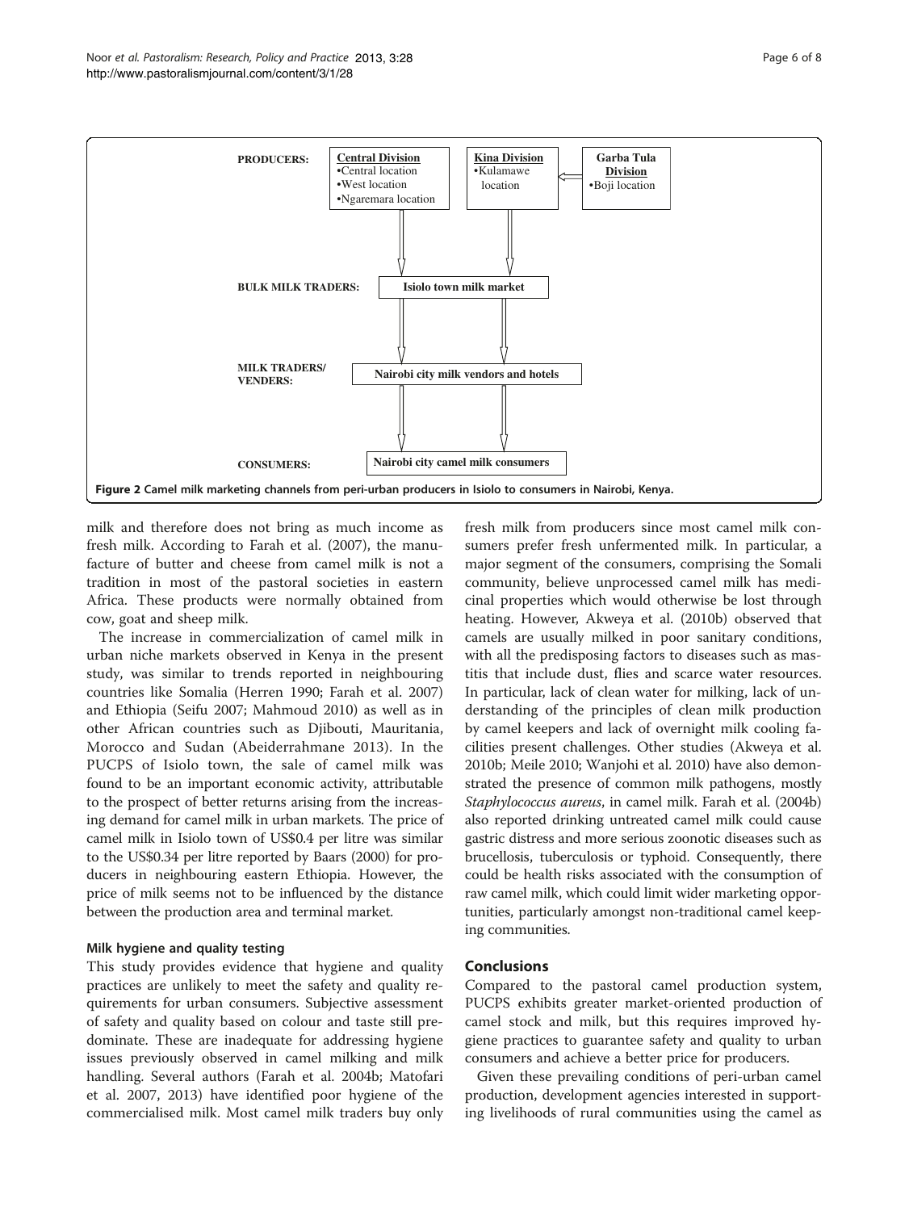**Figure 2 Camel milk marketing channels from peri-urban producers in Isiolo to consumers in Nairobi, Kenya.**

milk and therefore does not bring as much income as fresh milk. According to Farah et al. (2007), the manufacture of butter and cheese from camel milk is not a tradition in most of the pastoral societies in eastern Africa. These products were normally obtained from cow, goat and sheep milk.

The increase in commercialization of camel milk in urban niche markets observed in Kenya in the present study, was similar to trends reported in neighbouring countries like Somalia (Herren 1990; Farah et al. 2007) and Ethiopia (Seifu 2007; Mahmoud 2010) as well as in other African countries such as Djibouti, Mauritania, Morocco and Sudan (Abeiderrahmane 2013). In the PUCPS of Isiolo town, the sale of camel milk was found to be an important economic activity, attributable to the prospect of better returns arising from the increasing demand for camel milk in urban markets. The price of camel milk in Isiolo town of US$0.4 per litre was similar to the US$0.34 per litre reported by Baars (2000) for producers in neighbouring eastern Ethiopia. However, the price of milk seems not to be influenced by the distance between the production area and terminal market.

### Milk hygiene and quality testing

This study provides evidence that hygiene and quality practices are unlikely to meet the safety and quality requirements for urban consumers. Subjective assessment of safety and quality based on colour and taste still predominate. These are inadequate for addressing hygiene issues previously observed in camel milking and milk handling. Several authors (Farah et al. 2004b; Matofari et al. 2007, 2013) have identified poor hygiene of the commercialised milk. Most camel milk traders buy only fresh milk from producers since most camel milk consumers prefer fresh unfermented milk. In particular, a major segment of the consumers, comprising the Somali community, believe unprocessed camel milk has medicinal properties which would otherwise be lost through heating. However, Akweya et al. (2010b) observed that camels are usually milked in poor sanitary conditions, with all the predisposing factors to diseases such as mastitis that include dust, flies and scarce water resources. In particular, lack of clean water for milking, lack of understanding of the principles of clean milk production by camel keepers and lack of overnight milk cooling facilities present challenges. Other studies (Akweya et al. 2010b; Meile 2010; Wanjohi et al. 2010) have also demonstrated the presence of common milk pathogens, mostly *Staphylococcus aureus*, in camel milk. Farah et al. (2004b) also reported drinking untreated camel milk could cause gastric distress and more serious zoonotic diseases such as brucellosis, tuberculosis or typhoid. Consequently, there could be health risks associated with the consumption of raw camel milk, which could limit wider marketing opportunities, particularly amongst non-traditional camel keeping communities.

## Conclusions

Compared to the pastoral camel production system, PUCPS exhibits greater market-oriented production of camel stock and milk, but this requires improved hygiene practices to guarantee safety and quality to urban consumers and achieve a better price for producers.

Given these prevailing conditions of peri-urban camel production, development agencies interested in supporting livelihoods of rural communities using the camel as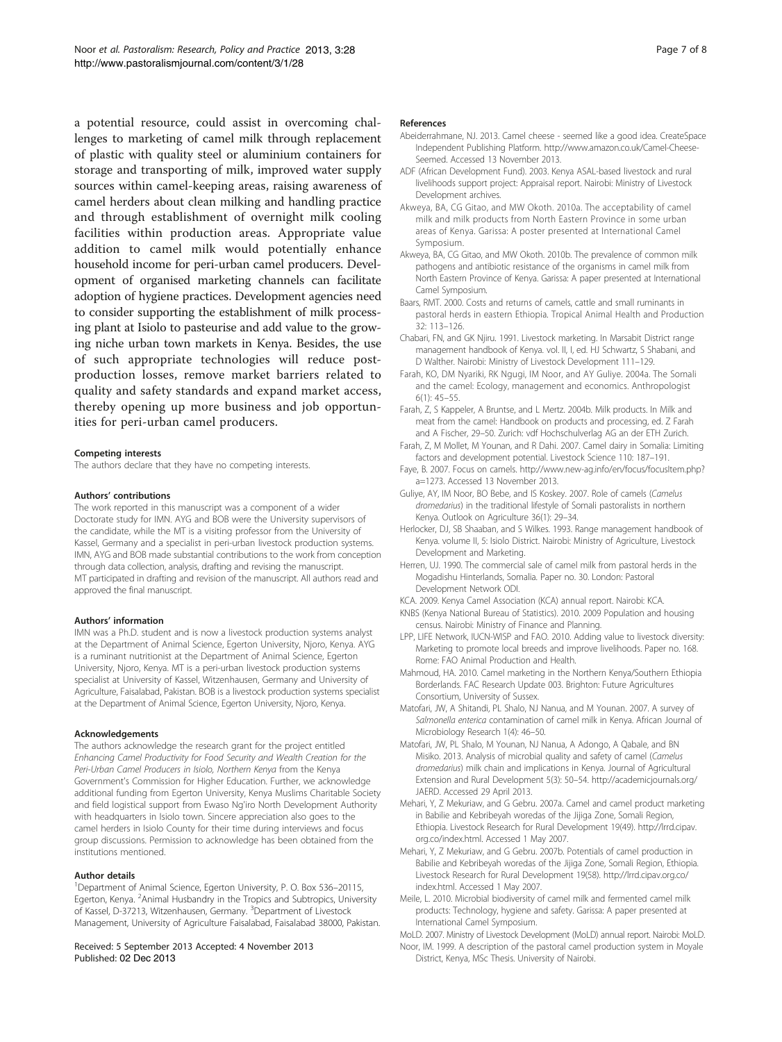a potential resource, could assist in overcoming challenges to marketing of camel milk through replacement of plastic with quality steel or aluminium containers for storage and transporting of milk, improved water supply sources within camel-keeping areas, raising awareness of camel herders about clean milking and handling practice and through establishment of overnight milk cooling facilities within production areas. Appropriate value addition to camel milk would potentially enhance household income for peri-urban camel producers. Development of organised marketing channels can facilitate adoption of hygiene practices. Development agencies need to consider supporting the establishment of milk processing plant at Isiolo to pasteurise and add value to the growing niche urban town markets in Kenya. Besides, the use of such appropriate technologies will reduce post-production losses, remove market barriers related to quality and safety standards and expand market access, thereby opening up more business and job opportunities for peri-urban camel producers.

#### Competing interests
The authors declare that they have no competing interests.

#### Authors' contributions
The work reported in this manuscript was a component of a wider Doctorate study for IMN. AYG and BOB were the University supervisors of the candidate, while the MT is a visiting professor from the University of Kassel, Germany and a specialist in peri-urban livestock production systems. IMN, AYG and BOB made substantial contributions to the work from conception through data collection, analysis, drafting and revising the manuscript. MT participated in drafting and revision of the manuscript. All authors read and approved the final manuscript.

#### Authors' information
IMN was a Ph.D. student and is now a livestock production systems analyst at the Department of Animal Science, Egerton University, Njoro, Kenya. AYG is a ruminant nutritionist at the Department of Animal Science, Egerton University, Njoro, Kenya. MT is a peri-urban livestock production systems specialist at University of Kassel, Witzenhausen, Germany and University of Agriculture, Faisalabad, Pakistan. BOB is a livestock production systems specialist at the Department of Animal Science, Egerton University, Njoro, Kenya.

#### Acknowledgements
The authors acknowledge the research grant for the project entitled *Enhancing Camel Productivity for Food Security and Wealth Creation for the Peri-Urban Camel Producers in Isiolo, Northern Kenya* from the Kenya Government's Commission for Higher Education. Further, we acknowledge additional funding from Egerton University, Kenya Muslims Charitable Society and field logistical support from Ewaso Ng'iro North Development Authority with headquarters in Isiolo town. Sincere appreciation also goes to the camel herders in Isiolo County for their time during interviews and focus group discussions. Permission to acknowledge has been obtained from the institutions mentioned.

#### Author details
[1]Department of Animal Science, Egerton University, P. O. Box 536–20115, Egerton, Kenya. [2]Animal Husbandry in the Tropics and Subtropics, University of Kassel, D-37213, Witzenhausen, Germany. [3]Department of Livestock Management, University of Agriculture Faisalabad, Faisalabad 38000, Pakistan.

Received: 5 September 2013 Accepted: 4 November 2013
Published: 02 Dec 2013

#### References
Abeiderrahmane, NJ. 2013. Camel cheese - seemed like a good idea. CreateSpace Independent Publishing Platform. http://www.amazon.co.uk/Camel-Cheese-Seemed. Accessed 13 November 2013.

ADF (African Development Fund). 2003. Kenya ASAL-based livestock and rural livelihoods support project: Appraisal report. Nairobi: Ministry of Livestock Development archives.

Akweya, BA, CG Gitao, and MW Okoth. 2010a. The acceptability of camel milk and milk products from North Eastern Province in some urban areas of Kenya. Garissa: A poster presented at International Camel Symposium.

Akweya, BA, CG Gitao, and MW Okoth. 2010b. The prevalence of common milk pathogens and antibiotic resistance of the organisms in camel milk from North Eastern Province of Kenya. Garissa: A paper presented at International Camel Symposium.

Baars, RMT. 2000. Costs and returns of camels, cattle and small ruminants in pastoral herds in eastern Ethiopia. Tropical Animal Health and Production 32: 113–126.

Chabari, FN, and GK Njiru. 1991. Livestock marketing. In Marsabit District range management handbook of Kenya. vol. II, I, ed. HJ Schwartz, S Shabani, and D Walther. Nairobi: Ministry of Livestock Development 111–129.

Farah, KO, DM Nyariki, RK Ngugi, IM Noor, and AY Guliye. 2004a. The Somali and the camel: Ecology, management and economics. Anthropologist 6(1): 45–55.

Farah, Z, S Kappeler, A Bruntse, and L Mertz. 2004b. Milk products. In Milk and meat from the camel: Handbook on products and processing, ed. Z Farah and A Fischer, 29–50. Zurich: vdf Hochschulverlag AG an der ETH Zurich.

Farah, Z, M Mollet, M Younan, and R Dahi. 2007. Camel dairy in Somalia: Limiting factors and development potential. Livestock Science 110: 187–191.

Faye, B. 2007. Focus on camels. http://www.new-ag.info/en/focus/focusItem.php?a=1273. Accessed 13 November 2013.

Guliye, AY, IM Noor, BO Bebe, and IS Koskey. 2007. Role of camels (*Camelus dromedarius*) in the traditional lifestyle of Somali pastoralists in northern Kenya. Outlook on Agriculture 36(1): 29–34.

Herlocker, DJ, SB Shaabaan, and S Wilkes. 1993. Range management handbook of Kenya. volume II, 5: Isiolo District. Nairobi: Ministry of Agriculture, Livestock Development and Marketing.

Herren, UJ. 1990. The commercial sale of camel milk from pastoral herds in the Mogadishu Hinterlands, Somalia. Paper no. 30. London: Pastoral Development Network ODI.

KCA. 2009. Kenya Camel Association (KCA) annual report. Nairobi: KCA.

KNBS (Kenya National Bureau of Statistics). 2010. 2009 Population and housing census. Nairobi: Ministry of Finance and Planning.

LPP, LIFE Network, IUCN-WISP and FAO. 2010. Adding value to livestock diversity: Marketing to promote local breeds and improve livelihoods. Paper no. 168. Rome: FAO Animal Production and Health.

Mahmoud, HA. 2010. Camel marketing in the Northern Kenya/Southern Ethiopia Borderlands. FAC Research Update 003. Brighton: Future Agricultures Consortium, University of Sussex.

Matofari, JW, A Shitandi, PL Shalo, NJ Nanua, and M Younan. 2007. A survey of *Salmonella enterica* contamination of camel milk in Kenya. African Journal of Microbiology Research 1(4): 46–50.

Matofari, JW, PL Shalo, M Younan, NJ Nanua, A Adongo, A Qabale, and BN Misiko. 2013. Analysis of microbial quality and safety of camel (*Camelus dromedarius*) milk chain and implications in Kenya. Journal of Agricultural Extension and Rural Development 5(3): 50–54. http://academicjournals.org/JAERD. Accessed 29 April 2013.

Mehari, Y, Z Mekuriaw, and G Gebru. 2007a. Camel and camel product marketing in Babilie and Kebribeyah woredas of the Jijiga Zone, Somali Region, Ethiopia. Livestock Research for Rural Development 19(49). http://lrrd.cipav.org.co/index.html. Accessed 1 May 2007.

Mehari, Y, Z Mekuriaw, and G Gebru. 2007b. Potentials of camel production in Babilie and Kebribeyah woredas of the Jijiga Zone, Somali Region, Ethiopia. Livestock Research for Rural Development 19(58). http://lrrd.cipav.org.co/index.html. Accessed 1 May 2007.

Meile, L. 2010. Microbial biodiversity of camel milk and fermented camel milk products: Technology, hygiene and safety. Garissa: A paper presented at International Camel Symposium.

MoLD. 2007. Ministry of Livestock Development (MoLD) annual report. Nairobi: MoLD.

Noor, IM. 1999. A description of the pastoral camel production system in Moyale District, Kenya, MSc Thesis. University of Nairobi.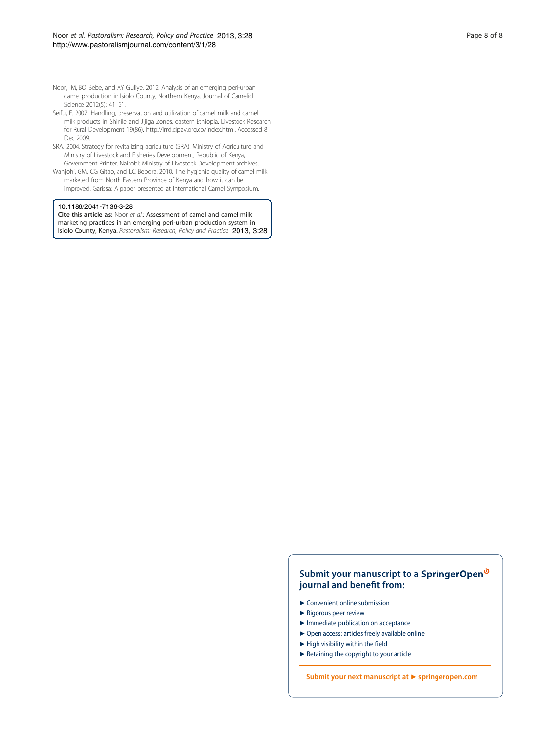Noor, IM, BO Bebe, and AY Guliye. 2012. Analysis of an emerging peri-urban camel production in Isiolo County, Northern Kenya. Journal of Camelid Science 2012(5): 41–61.

Seifu, E. 2007. Handling, preservation and utilization of camel milk and camel milk products in Shinile and Jijiga Zones, eastern Ethiopia. Livestock Research for Rural Development 19(86). http://lrrd.cipav.org.co/index.html. Accessed 8 Dec 2009.

SRA. 2004. Strategy for revitalizing agriculture (SRA). Ministry of Agriculture and Ministry of Livestock and Fisheries Development, Republic of Kenya, Government Printer. Nairobi: Ministry of Livestock Development archives.

Wanjohi, GM, CG Gitao, and LC Bebora. 2010. The hygienic quality of camel milk marketed from North Eastern Province of Kenya and how it can be improved. Garissa: A paper presented at International Camel Symposium.

10.1186/2041-7136-3-28

**Cite this article as:** Noor *et al.*: Assessment of camel and camel milk marketing practices in an emerging peri-urban production system in Isiolo County, Kenya. *Pastoralism: Research, Policy and Practice* 2013, 3:28

**Submit your manuscript to a SpringerOpen journal and benefit from:**

- ► Convenient online submission
- ► Rigorous peer review
- ► Immediate publication on acceptance
- ► Open access: articles freely available online
- ► High visibility within the field
- ► Retaining the copyright to your article

**Submit your next manuscript at ► springeropen.com**